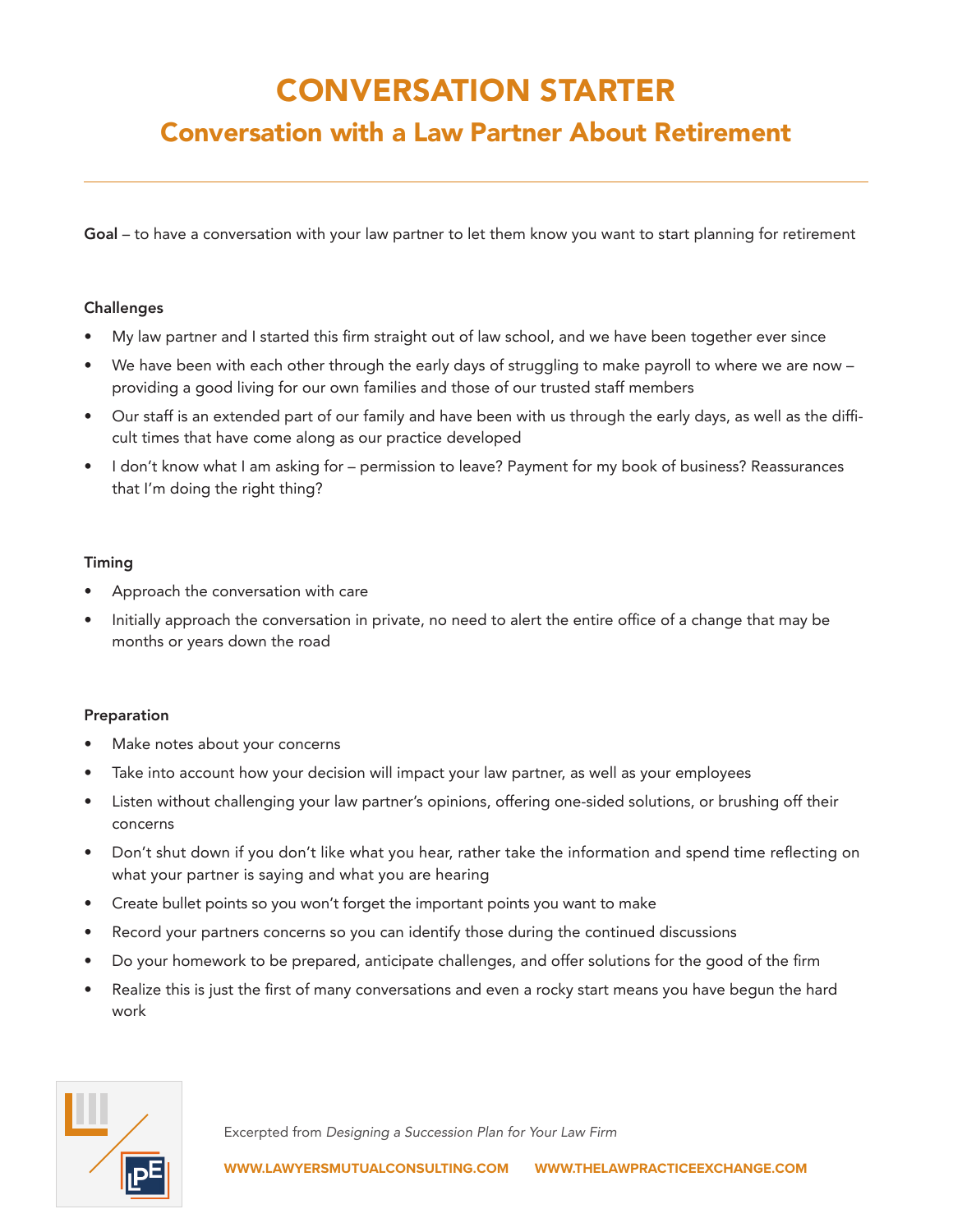# CONVERSATION STARTER

## Conversation with a Law Partner About Retirement

---

**Goal** – to have a conversation with your law partner to let them know you want to start planning for retirement

### Challenges

- My law partner and I started this firm straight out of law school, and we have been together ever since
- We have been with each other through the early days of struggling to make payroll to where we are now – providing a good living for our own families and those of our trusted staff members
- Our staff is an extended part of our family and have been with us through the early days, as well as the difficult times that have come along as our practice developed
- I don't know what I am asking for – permission to leave? Payment for my book of business? Reassurances that I'm doing the right thing?

### Timing

- Approach the conversation with care
- Initially approach the conversation in private, no need to alert the entire office of a change that may be months or years down the road

### Preparation

- Make notes about your concerns
- Take into account how your decision will impact your law partner, as well as your employees
- Listen without challenging your law partner's opinions, offering one-sided solutions, or brushing off their concerns
- Don't shut down if you don't like what you hear, rather take the information and spend time reflecting on what your partner is saying and what you are hearing
- Create bullet points so you won't forget the important points you want to make
- Record your partners concerns so you can identify those during the continued discussions
- Do your homework to be prepared, anticipate challenges, and offer solutions for the good of the firm
- Realize this is just the first of many conversations and even a rocky start means you have begun the hard work

Excerpted from *Designing a Succession Plan for Your Law Firm*

WWW.LAWYERSMUTUALCONSULTING.COM WWW.THELAWPRACTICEEXCHANGE.COM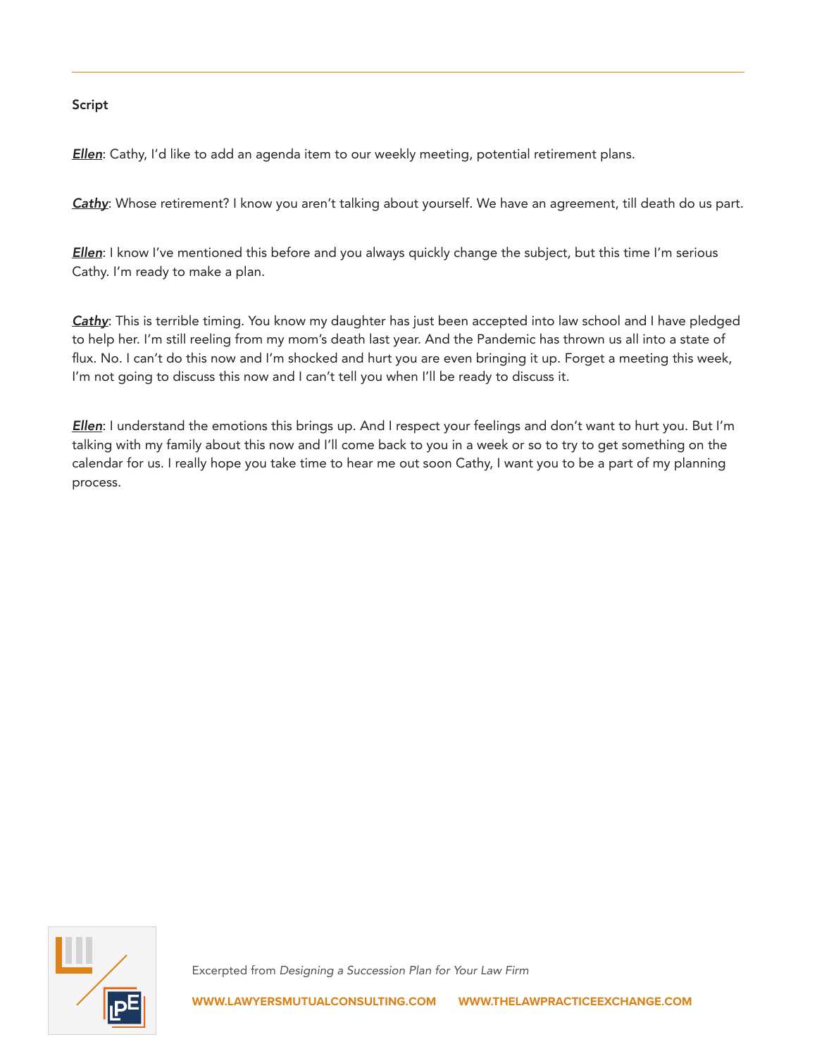**Script**

***Ellen***: Cathy, I'd like to add an agenda item to our weekly meeting, potential retirement plans.

***Cathy***: Whose retirement? I know you aren't talking about yourself. We have an agreement, till death do us part.

***Ellen***: I know I've mentioned this before and you always quickly change the subject, but this time I'm serious Cathy. I'm ready to make a plan.

***Cathy***: This is terrible timing. You know my daughter has just been accepted into law school and I have pledged to help her. I'm still reeling from my mom's death last year. And the Pandemic has thrown us all into a state of flux. No. I can't do this now and I'm shocked and hurt you are even bringing it up. Forget a meeting this week, I'm not going to discuss this now and I can't tell you when I'll be ready to discuss it.

***Ellen***: I understand the emotions this brings up. And I respect your feelings and don't want to hurt you. But I'm talking with my family about this now and I'll come back to you in a week or so to try to get something on the calendar for us. I really hope you take time to hear me out soon Cathy, I want you to be a part of my planning process.

Excerpted from *Designing a Succession Plan for Your Law Firm*

**WWW.LAWYERSMUTUALCONSULTING.COM** **WWW.THELAWPRACTICEEXCHANGE.COM**